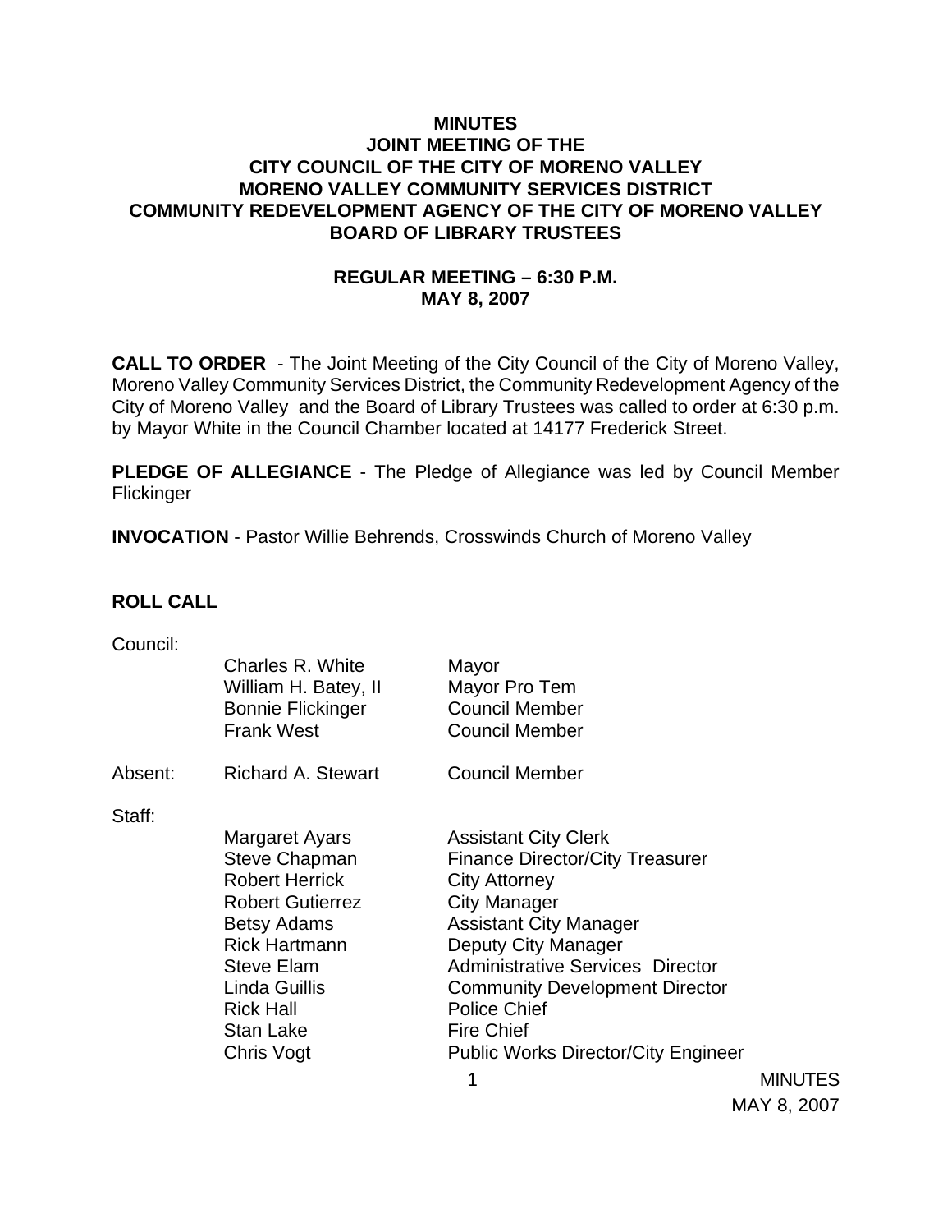# MINUTES
## JOINT MEETING OF THE
## CITY COUNCIL OF THE CITY OF MORENO VALLEY
## MORENO VALLEY COMMUNITY SERVICES DISTRICT
## COMMUNITY REDEVELOPMENT AGENCY OF THE CITY OF MORENO VALLEY
## BOARD OF LIBRARY TRUSTEES

### REGULAR MEETING – 6:30 P.M.
### MAY 8, 2007

**CALL TO ORDER** - The Joint Meeting of the City Council of the City of Moreno Valley, Moreno Valley Community Services District, the Community Redevelopment Agency of the City of Moreno Valley and the Board of Library Trustees was called to order at 6:30 p.m. by Mayor White in the Council Chamber located at 14177 Frederick Street.

**PLEDGE OF ALLEGIANCE** - The Pledge of Allegiance was led by Council Member Flickinger

**INVOCATION** - Pastor Willie Behrends, Crosswinds Church of Moreno Valley

**ROLL CALL**

Council:

| | | |
|---|---|---|
| | Charles R. White | Mayor |
| | William H. Batey, II | Mayor Pro Tem |
| | Bonnie Flickinger | Council Member |
| | Frank West | Council Member |
| Absent: | Richard A. Stewart | Council Member |

Staff:

| | |
|---|---|
| Margaret Ayars | Assistant City Clerk |
| Steve Chapman | Finance Director/City Treasurer |
| Robert Herrick | City Attorney |
| Robert Gutierrez | City Manager |
| Betsy Adams | Assistant City Manager |
| Rick Hartmann | Deputy City Manager |
| Steve Elam | Administrative Services Director |
| Linda Guillis | Community Development Director |
| Rick Hall | Police Chief |
| Stan Lake | Fire Chief |
| Chris Vogt | Public Works Director/City Engineer |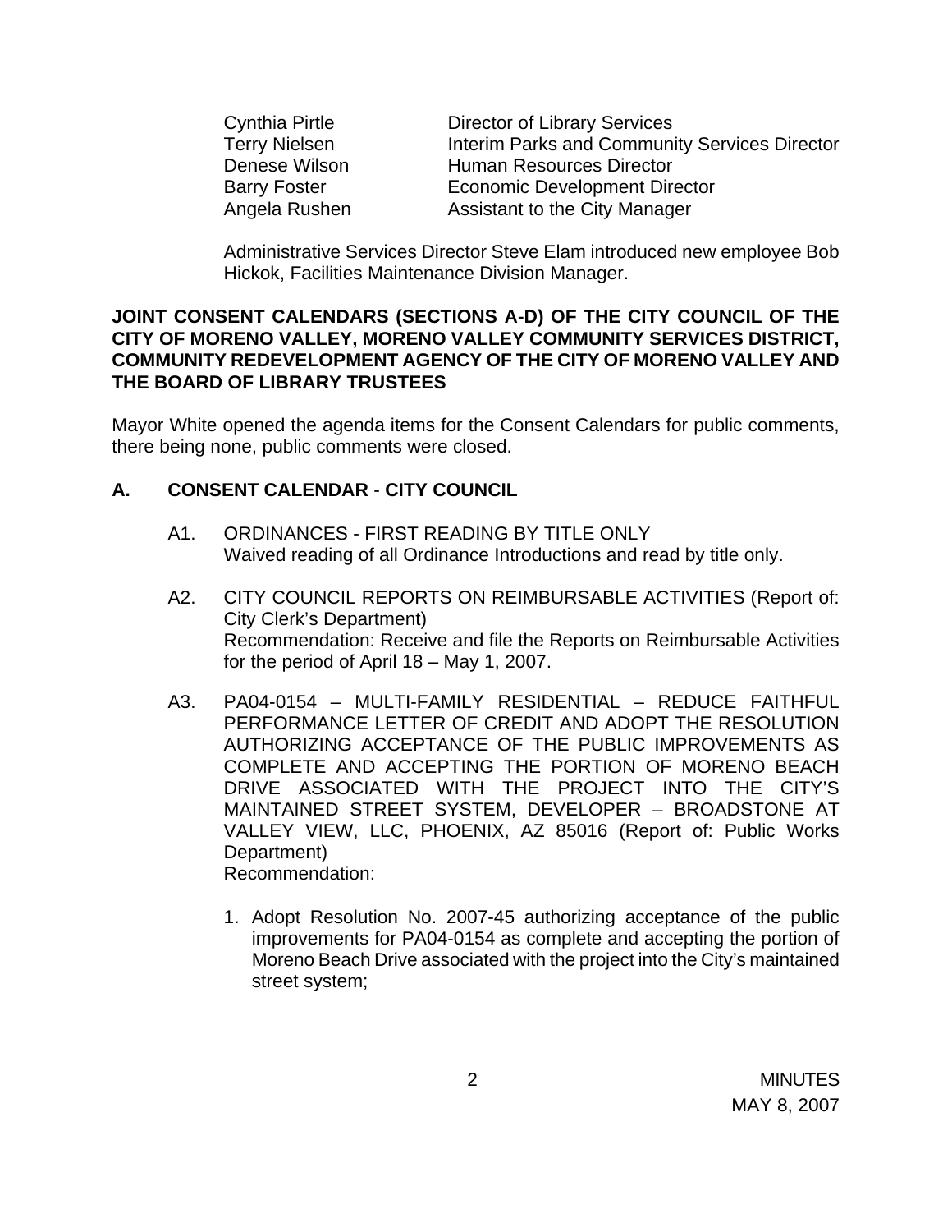| | |
|---|---|
| Cynthia Pirtle | Director of Library Services |
| Terry Nielsen | Interim Parks and Community Services Director |
| Denese Wilson | Human Resources Director |
| Barry Foster | Economic Development Director |
| Angela Rushen | Assistant to the City Manager |

Administrative Services Director Steve Elam introduced new employee Bob Hickok, Facilities Maintenance Division Manager.

**JOINT CONSENT CALENDARS (SECTIONS A-D) OF THE CITY COUNCIL OF THE CITY OF MORENO VALLEY, MORENO VALLEY COMMUNITY SERVICES DISTRICT, COMMUNITY REDEVELOPMENT AGENCY OF THE CITY OF MORENO VALLEY AND THE BOARD OF LIBRARY TRUSTEES**

Mayor White opened the agenda items for the Consent Calendars for public comments, there being none, public comments were closed.

## A. CONSENT CALENDAR - CITY COUNCIL

A1. ORDINANCES - FIRST READING BY TITLE ONLY
Waived reading of all Ordinance Introductions and read by title only.

A2. CITY COUNCIL REPORTS ON REIMBURSABLE ACTIVITIES (Report of: City Clerk's Department)
Recommendation: Receive and file the Reports on Reimbursable Activities for the period of April 18 – May 1, 2007.

A3. PA04-0154 – MULTI-FAMILY RESIDENTIAL – REDUCE FAITHFUL PERFORMANCE LETTER OF CREDIT AND ADOPT THE RESOLUTION AUTHORIZING ACCEPTANCE OF THE PUBLIC IMPROVEMENTS AS COMPLETE AND ACCEPTING THE PORTION OF MORENO BEACH DRIVE ASSOCIATED WITH THE PROJECT INTO THE CITY'S MAINTAINED STREET SYSTEM, DEVELOPER – BROADSTONE AT VALLEY VIEW, LLC, PHOENIX, AZ 85016 (Report of: Public Works Department)
Recommendation:

1. Adopt Resolution No. 2007-45 authorizing acceptance of the public improvements for PA04-0154 as complete and accepting the portion of Moreno Beach Drive associated with the project into the City's maintained street system;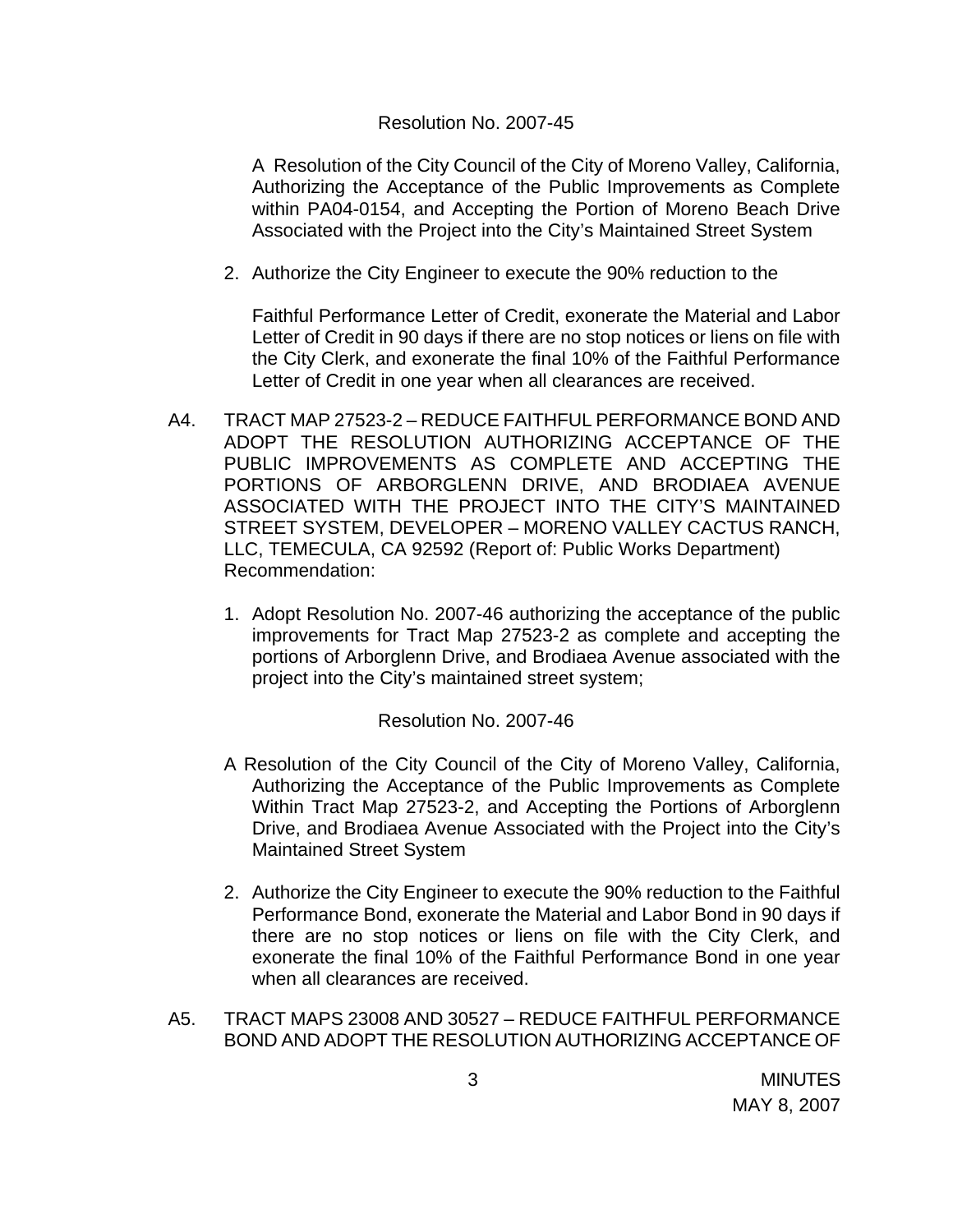Resolution No. 2007-45

A Resolution of the City Council of the City of Moreno Valley, California, Authorizing the Acceptance of the Public Improvements as Complete within PA04-0154, and Accepting the Portion of Moreno Beach Drive Associated with the Project into the City's Maintained Street System

2. Authorize the City Engineer to execute the 90% reduction to the

   Faithful Performance Letter of Credit, exonerate the Material and Labor Letter of Credit in 90 days if there are no stop notices or liens on file with the City Clerk, and exonerate the final 10% of the Faithful Performance Letter of Credit in one year when all clearances are received.

A4. TRACT MAP 27523-2 – REDUCE FAITHFUL PERFORMANCE BOND AND ADOPT THE RESOLUTION AUTHORIZING ACCEPTANCE OF THE PUBLIC IMPROVEMENTS AS COMPLETE AND ACCEPTING THE PORTIONS OF ARBORGLENN DRIVE, AND BRODIAEA AVENUE ASSOCIATED WITH THE PROJECT INTO THE CITY'S MAINTAINED STREET SYSTEM, DEVELOPER – MORENO VALLEY CACTUS RANCH, LLC, TEMECULA, CA 92592 (Report of: Public Works Department) Recommendation:

1. Adopt Resolution No. 2007-46 authorizing the acceptance of the public improvements for Tract Map 27523-2 as complete and accepting the portions of Arborglenn Drive, and Brodiaea Avenue associated with the project into the City's maintained street system;

Resolution No. 2007-46

A Resolution of the City Council of the City of Moreno Valley, California, Authorizing the Acceptance of the Public Improvements as Complete Within Tract Map 27523-2, and Accepting the Portions of Arborglenn Drive, and Brodiaea Avenue Associated with the Project into the City's Maintained Street System

2. Authorize the City Engineer to execute the 90% reduction to the Faithful Performance Bond, exonerate the Material and Labor Bond in 90 days if there are no stop notices or liens on file with the City Clerk, and exonerate the final 10% of the Faithful Performance Bond in one year when all clearances are received.

A5. TRACT MAPS 23008 AND 30527 – REDUCE FAITHFUL PERFORMANCE BOND AND ADOPT THE RESOLUTION AUTHORIZING ACCEPTANCE OF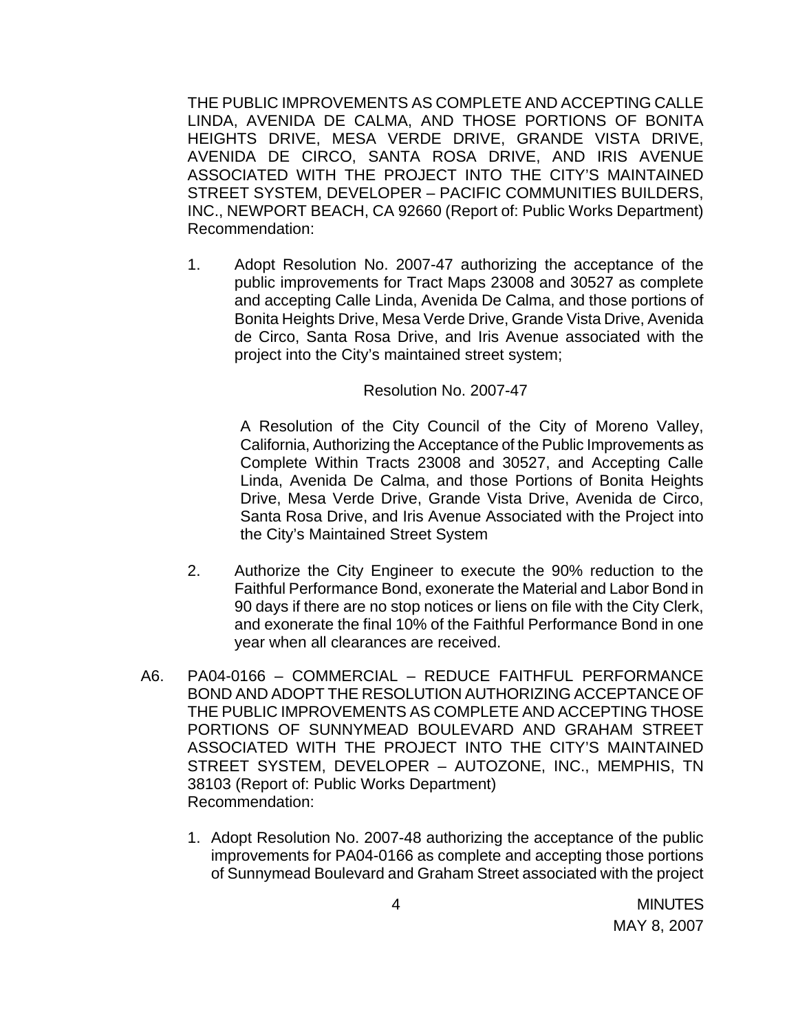THE PUBLIC IMPROVEMENTS AS COMPLETE AND ACCEPTING CALLE LINDA, AVENIDA DE CALMA, AND THOSE PORTIONS OF BONITA HEIGHTS DRIVE, MESA VERDE DRIVE, GRANDE VISTA DRIVE, AVENIDA DE CIRCO, SANTA ROSA DRIVE, AND IRIS AVENUE ASSOCIATED WITH THE PROJECT INTO THE CITY'S MAINTAINED STREET SYSTEM, DEVELOPER – PACIFIC COMMUNITIES BUILDERS, INC., NEWPORT BEACH, CA 92660 (Report of: Public Works Department)
Recommendation:

1. Adopt Resolution No. 2007-47 authorizing the acceptance of the public improvements for Tract Maps 23008 and 30527 as complete and accepting Calle Linda, Avenida De Calma, and those portions of Bonita Heights Drive, Mesa Verde Drive, Grande Vista Drive, Avenida de Circo, Santa Rosa Drive, and Iris Avenue associated with the project into the City's maintained street system;

   Resolution No. 2007-47

   A Resolution of the City Council of the City of Moreno Valley, California, Authorizing the Acceptance of the Public Improvements as Complete Within Tracts 23008 and 30527, and Accepting Calle Linda, Avenida De Calma, and those Portions of Bonita Heights Drive, Mesa Verde Drive, Grande Vista Drive, Avenida de Circo, Santa Rosa Drive, and Iris Avenue Associated with the Project into the City's Maintained Street System

2. Authorize the City Engineer to execute the 90% reduction to the Faithful Performance Bond, exonerate the Material and Labor Bond in 90 days if there are no stop notices or liens on file with the City Clerk, and exonerate the final 10% of the Faithful Performance Bond in one year when all clearances are received.

A6. PA04-0166 – COMMERCIAL – REDUCE FAITHFUL PERFORMANCE BOND AND ADOPT THE RESOLUTION AUTHORIZING ACCEPTANCE OF THE PUBLIC IMPROVEMENTS AS COMPLETE AND ACCEPTING THOSE PORTIONS OF SUNNYMEAD BOULEVARD AND GRAHAM STREET ASSOCIATED WITH THE PROJECT INTO THE CITY'S MAINTAINED STREET SYSTEM, DEVELOPER – AUTOZONE, INC., MEMPHIS, TN 38103 (Report of: Public Works Department)
Recommendation:

1. Adopt Resolution No. 2007-48 authorizing the acceptance of the public improvements for PA04-0166 as complete and accepting those portions of Sunnymead Boulevard and Graham Street associated with the project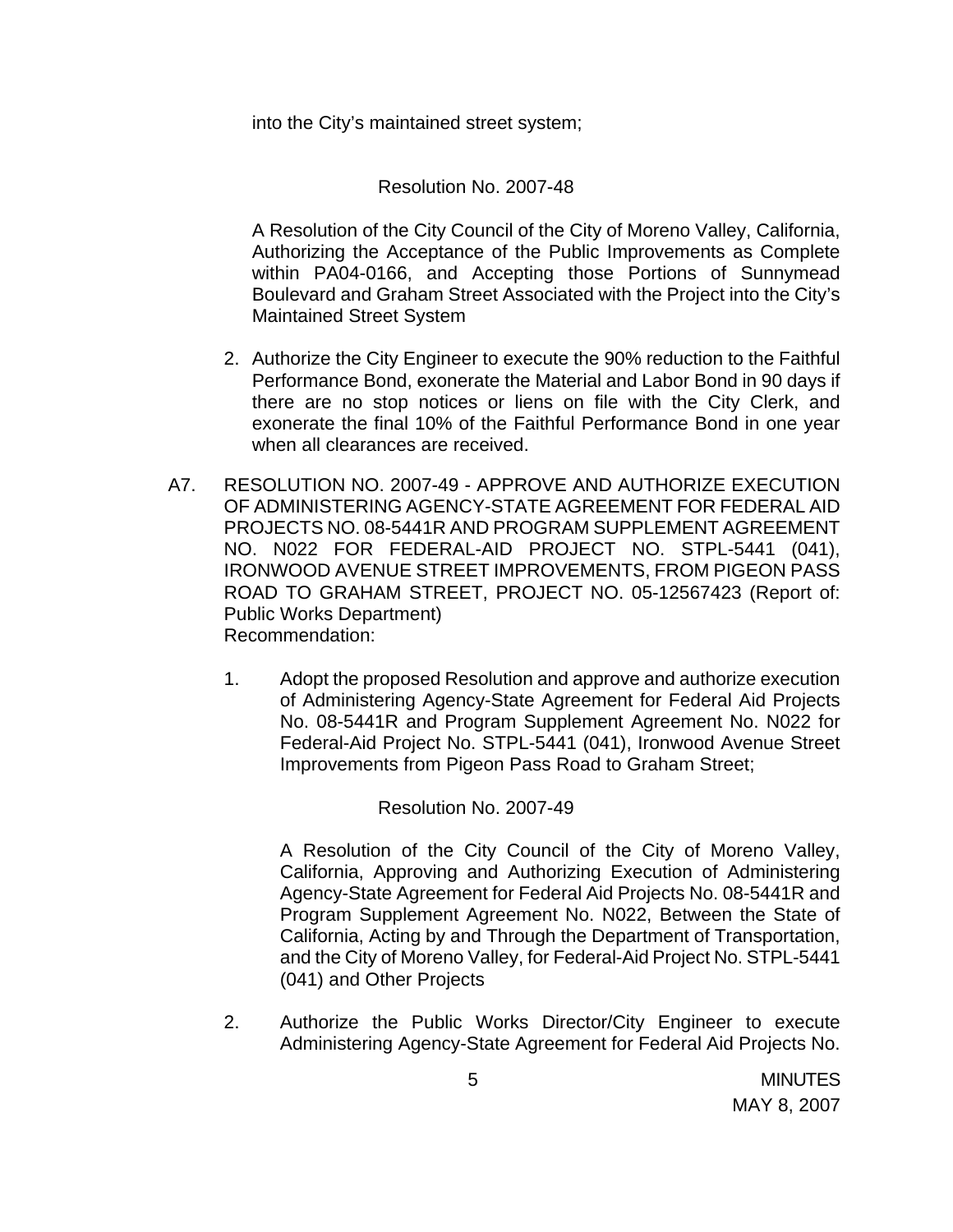into the City's maintained street system;

Resolution No. 2007-48

A Resolution of the City Council of the City of Moreno Valley, California, Authorizing the Acceptance of the Public Improvements as Complete within PA04-0166, and Accepting those Portions of Sunnymead Boulevard and Graham Street Associated with the Project into the City's Maintained Street System

2. Authorize the City Engineer to execute the 90% reduction to the Faithful Performance Bond, exonerate the Material and Labor Bond in 90 days if there are no stop notices or liens on file with the City Clerk, and exonerate the final 10% of the Faithful Performance Bond in one year when all clearances are received.

A7. RESOLUTION NO. 2007-49 - APPROVE AND AUTHORIZE EXECUTION OF ADMINISTERING AGENCY-STATE AGREEMENT FOR FEDERAL AID PROJECTS NO. 08-5441R AND PROGRAM SUPPLEMENT AGREEMENT NO. N022 FOR FEDERAL-AID PROJECT NO. STPL-5441 (041), IRONWOOD AVENUE STREET IMPROVEMENTS, FROM PIGEON PASS ROAD TO GRAHAM STREET, PROJECT NO. 05-12567423 (Report of: Public Works Department)
Recommendation:

1. Adopt the proposed Resolution and approve and authorize execution of Administering Agency-State Agreement for Federal Aid Projects No. 08-5441R and Program Supplement Agreement No. N022 for Federal-Aid Project No. STPL-5441 (041), Ironwood Avenue Street Improvements from Pigeon Pass Road to Graham Street;

Resolution No. 2007-49

A Resolution of the City Council of the City of Moreno Valley, California, Approving and Authorizing Execution of Administering Agency-State Agreement for Federal Aid Projects No. 08-5441R and Program Supplement Agreement No. N022, Between the State of California, Acting by and Through the Department of Transportation, and the City of Moreno Valley, for Federal-Aid Project No. STPL-5441 (041) and Other Projects

2. Authorize the Public Works Director/City Engineer to execute Administering Agency-State Agreement for Federal Aid Projects No.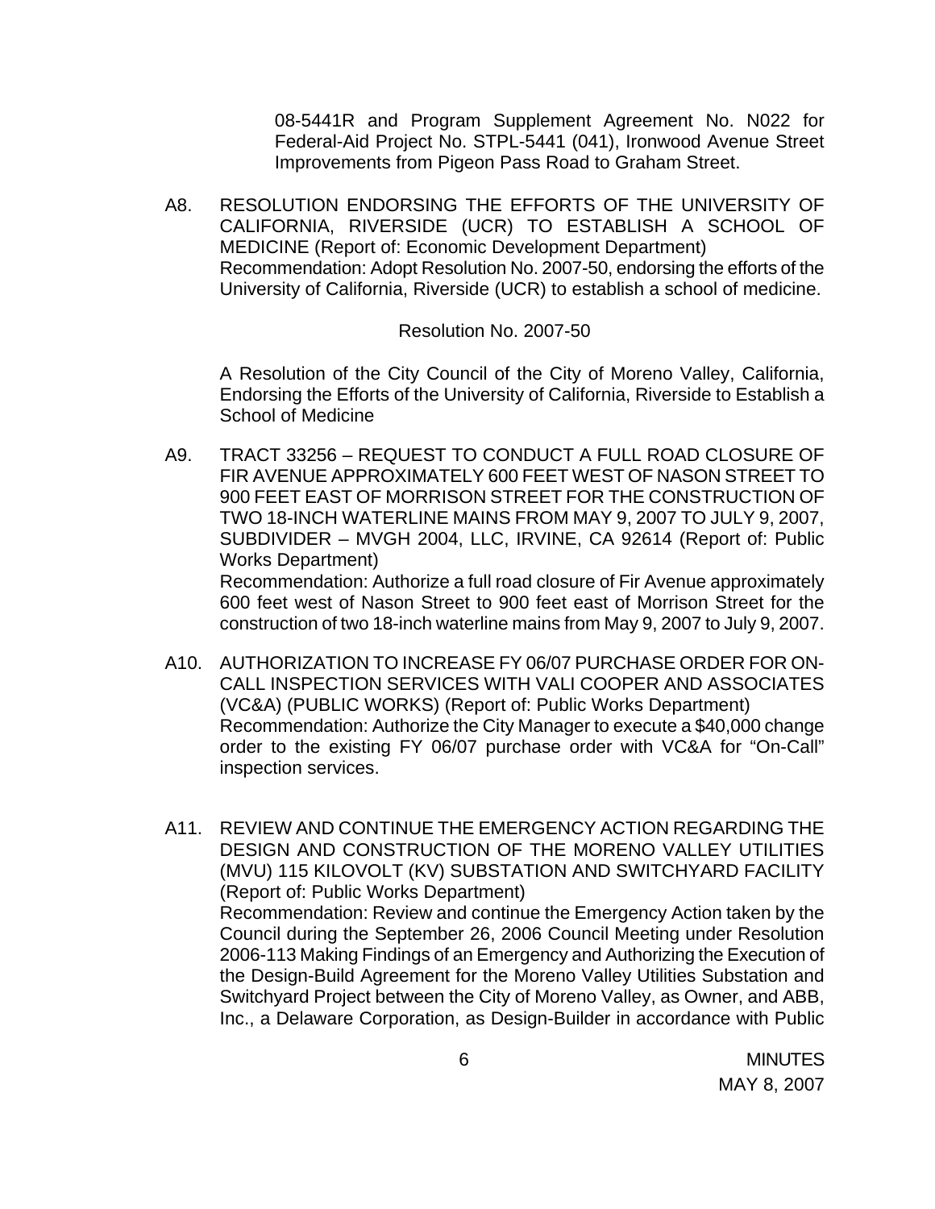08-5441R and Program Supplement Agreement No. N022 for Federal-Aid Project No. STPL-5441 (041), Ironwood Avenue Street Improvements from Pigeon Pass Road to Graham Street.

A8. RESOLUTION ENDORSING THE EFFORTS OF THE UNIVERSITY OF CALIFORNIA, RIVERSIDE (UCR) TO ESTABLISH A SCHOOL OF MEDICINE (Report of: Economic Development Department)
Recommendation: Adopt Resolution No. 2007-50, endorsing the efforts of the University of California, Riverside (UCR) to establish a school of medicine.

Resolution No. 2007-50

A Resolution of the City Council of the City of Moreno Valley, California, Endorsing the Efforts of the University of California, Riverside to Establish a School of Medicine

A9. TRACT 33256 – REQUEST TO CONDUCT A FULL ROAD CLOSURE OF FIR AVENUE APPROXIMATELY 600 FEET WEST OF NASON STREET TO 900 FEET EAST OF MORRISON STREET FOR THE CONSTRUCTION OF TWO 18-INCH WATERLINE MAINS FROM MAY 9, 2007 TO JULY 9, 2007, SUBDIVIDER – MVGH 2004, LLC, IRVINE, CA 92614 (Report of: Public Works Department)
Recommendation: Authorize a full road closure of Fir Avenue approximately 600 feet west of Nason Street to 900 feet east of Morrison Street for the construction of two 18-inch waterline mains from May 9, 2007 to July 9, 2007.

A10. AUTHORIZATION TO INCREASE FY 06/07 PURCHASE ORDER FOR ON-CALL INSPECTION SERVICES WITH VALI COOPER AND ASSOCIATES (VC&A) (PUBLIC WORKS) (Report of: Public Works Department)
Recommendation: Authorize the City Manager to execute a $40,000 change order to the existing FY 06/07 purchase order with VC&A for "On-Call" inspection services.

A11. REVIEW AND CONTINUE THE EMERGENCY ACTION REGARDING THE DESIGN AND CONSTRUCTION OF THE MORENO VALLEY UTILITIES (MVU) 115 KILOVOLT (KV) SUBSTATION AND SWITCHYARD FACILITY (Report of: Public Works Department)
Recommendation: Review and continue the Emergency Action taken by the Council during the September 26, 2006 Council Meeting under Resolution 2006-113 Making Findings of an Emergency and Authorizing the Execution of the Design-Build Agreement for the Moreno Valley Utilities Substation and Switchyard Project between the City of Moreno Valley, as Owner, and ABB, Inc., a Delaware Corporation, as Design-Builder in accordance with Public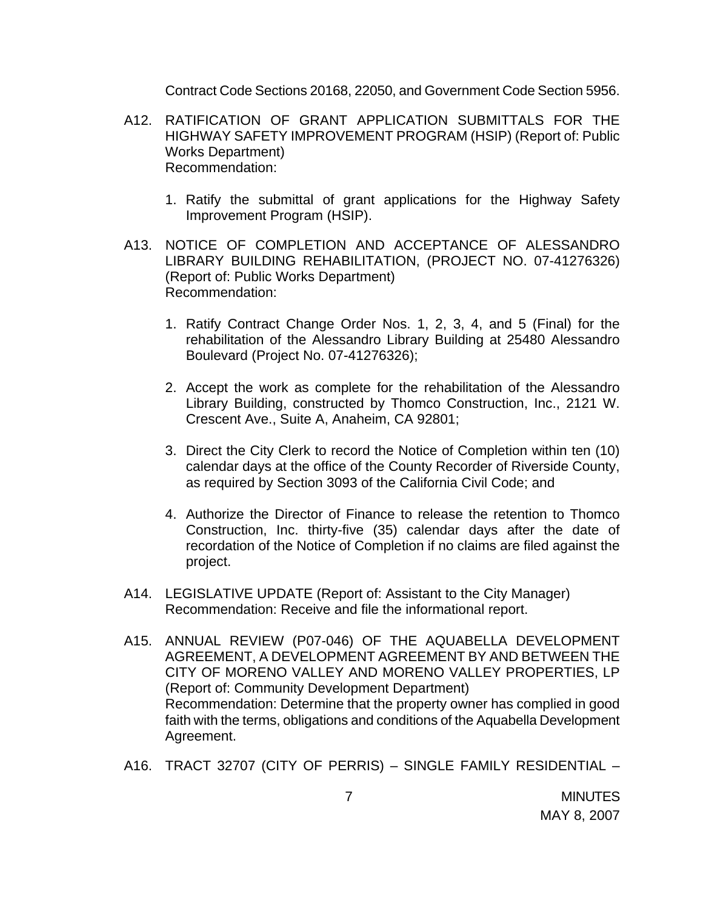Contract Code Sections 20168, 22050, and Government Code Section 5956.

A12. RATIFICATION OF GRANT APPLICATION SUBMITTALS FOR THE HIGHWAY SAFETY IMPROVEMENT PROGRAM (HSIP) (Report of: Public Works Department)
Recommendation:

1. Ratify the submittal of grant applications for the Highway Safety Improvement Program (HSIP).

A13. NOTICE OF COMPLETION AND ACCEPTANCE OF ALESSANDRO LIBRARY BUILDING REHABILITATION, (PROJECT NO. 07-41276326) (Report of: Public Works Department)
Recommendation:

1. Ratify Contract Change Order Nos. 1, 2, 3, 4, and 5 (Final) for the rehabilitation of the Alessandro Library Building at 25480 Alessandro Boulevard (Project No. 07-41276326);

2. Accept the work as complete for the rehabilitation of the Alessandro Library Building, constructed by Thomco Construction, Inc., 2121 W. Crescent Ave., Suite A, Anaheim, CA 92801;

3. Direct the City Clerk to record the Notice of Completion within ten (10) calendar days at the office of the County Recorder of Riverside County, as required by Section 3093 of the California Civil Code; and

4. Authorize the Director of Finance to release the retention to Thomco Construction, Inc. thirty-five (35) calendar days after the date of recordation of the Notice of Completion if no claims are filed against the project.

A14. LEGISLATIVE UPDATE (Report of: Assistant to the City Manager)
Recommendation: Receive and file the informational report.

A15. ANNUAL REVIEW (P07-046) OF THE AQUABELLA DEVELOPMENT AGREEMENT, A DEVELOPMENT AGREEMENT BY AND BETWEEN THE CITY OF MORENO VALLEY AND MORENO VALLEY PROPERTIES, LP (Report of: Community Development Department)
Recommendation: Determine that the property owner has complied in good faith with the terms, obligations and conditions of the Aquabella Development Agreement.

A16. TRACT 32707 (CITY OF PERRIS) – SINGLE FAMILY RESIDENTIAL –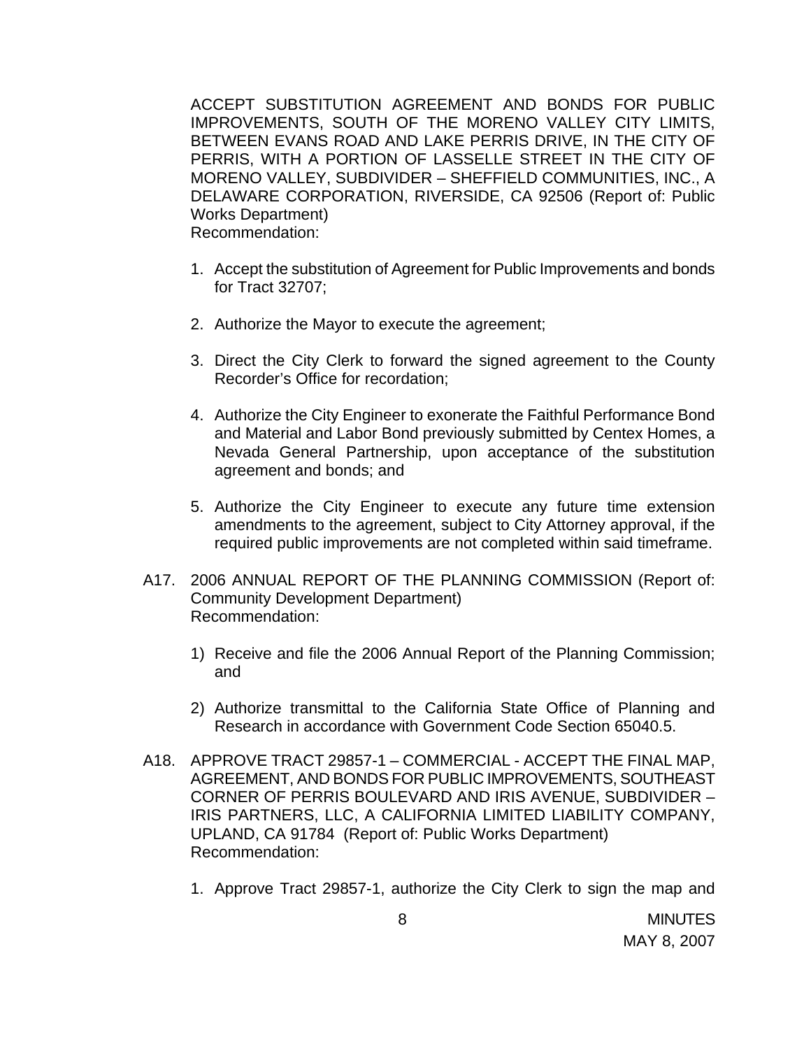ACCEPT SUBSTITUTION AGREEMENT AND BONDS FOR PUBLIC IMPROVEMENTS, SOUTH OF THE MORENO VALLEY CITY LIMITS, BETWEEN EVANS ROAD AND LAKE PERRIS DRIVE, IN THE CITY OF PERRIS, WITH A PORTION OF LASSELLE STREET IN THE CITY OF MORENO VALLEY, SUBDIVIDER – SHEFFIELD COMMUNITIES, INC., A DELAWARE CORPORATION, RIVERSIDE, CA 92506 (Report of: Public Works Department)
Recommendation:

1. Accept the substitution of Agreement for Public Improvements and bonds for Tract 32707;

2. Authorize the Mayor to execute the agreement;

3. Direct the City Clerk to forward the signed agreement to the County Recorder's Office for recordation;

4. Authorize the City Engineer to exonerate the Faithful Performance Bond and Material and Labor Bond previously submitted by Centex Homes, a Nevada General Partnership, upon acceptance of the substitution agreement and bonds; and

5. Authorize the City Engineer to execute any future time extension amendments to the agreement, subject to City Attorney approval, if the required public improvements are not completed within said timeframe.

A17. 2006 ANNUAL REPORT OF THE PLANNING COMMISSION (Report of: Community Development Department)
Recommendation:

1) Receive and file the 2006 Annual Report of the Planning Commission; and

2) Authorize transmittal to the California State Office of Planning and Research in accordance with Government Code Section 65040.5.

A18. APPROVE TRACT 29857-1 – COMMERCIAL - ACCEPT THE FINAL MAP, AGREEMENT, AND BONDS FOR PUBLIC IMPROVEMENTS, SOUTHEAST CORNER OF PERRIS BOULEVARD AND IRIS AVENUE, SUBDIVIDER – IRIS PARTNERS, LLC, A CALIFORNIA LIMITED LIABILITY COMPANY, UPLAND, CA 91784 (Report of: Public Works Department)
Recommendation:

1. Approve Tract 29857-1, authorize the City Clerk to sign the map and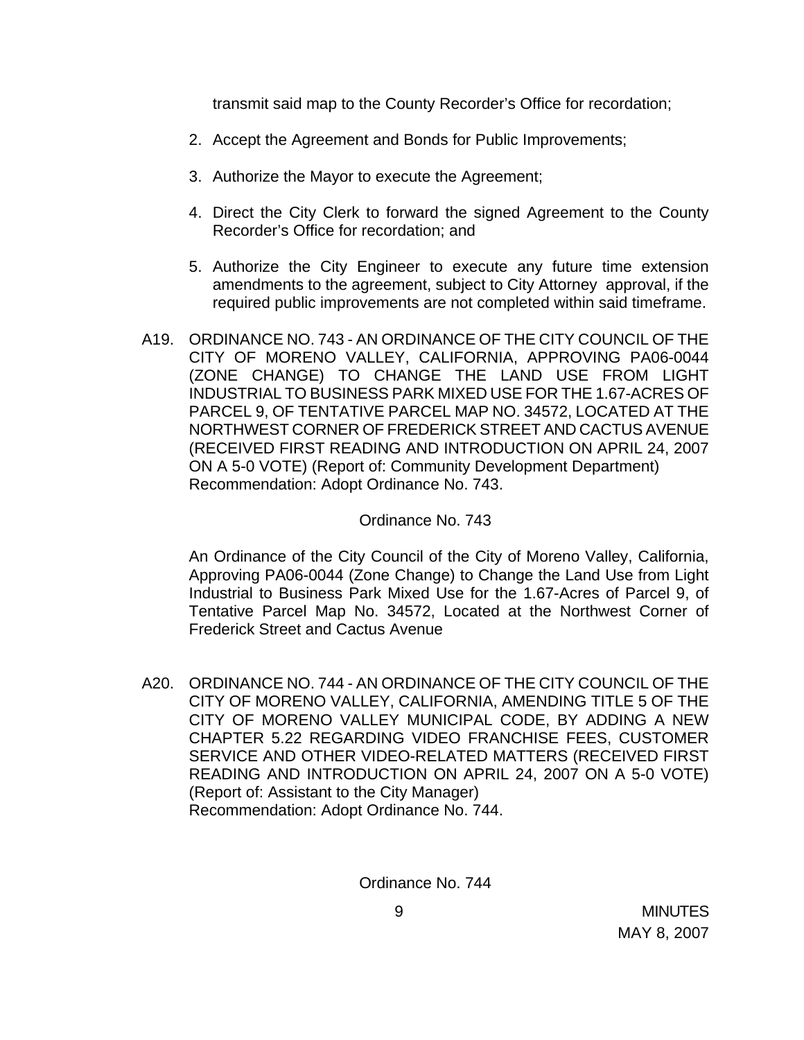transmit said map to the County Recorder's Office for recordation;

2. Accept the Agreement and Bonds for Public Improvements;

3. Authorize the Mayor to execute the Agreement;

4. Direct the City Clerk to forward the signed Agreement to the County Recorder's Office for recordation; and

5. Authorize the City Engineer to execute any future time extension amendments to the agreement, subject to City Attorney approval, if the required public improvements are not completed within said timeframe.

A19. ORDINANCE NO. 743 - AN ORDINANCE OF THE CITY COUNCIL OF THE CITY OF MORENO VALLEY, CALIFORNIA, APPROVING PA06-0044 (ZONE CHANGE) TO CHANGE THE LAND USE FROM LIGHT INDUSTRIAL TO BUSINESS PARK MIXED USE FOR THE 1.67-ACRES OF PARCEL 9, OF TENTATIVE PARCEL MAP NO. 34572, LOCATED AT THE NORTHWEST CORNER OF FREDERICK STREET AND CACTUS AVENUE (RECEIVED FIRST READING AND INTRODUCTION ON APRIL 24, 2007 ON A 5-0 VOTE) (Report of: Community Development Department)
Recommendation: Adopt Ordinance No. 743.

Ordinance No. 743

An Ordinance of the City Council of the City of Moreno Valley, California, Approving PA06-0044 (Zone Change) to Change the Land Use from Light Industrial to Business Park Mixed Use for the 1.67-Acres of Parcel 9, of Tentative Parcel Map No. 34572, Located at the Northwest Corner of Frederick Street and Cactus Avenue

A20. ORDINANCE NO. 744 - AN ORDINANCE OF THE CITY COUNCIL OF THE CITY OF MORENO VALLEY, CALIFORNIA, AMENDING TITLE 5 OF THE CITY OF MORENO VALLEY MUNICIPAL CODE, BY ADDING A NEW CHAPTER 5.22 REGARDING VIDEO FRANCHISE FEES, CUSTOMER SERVICE AND OTHER VIDEO-RELATED MATTERS (RECEIVED FIRST READING AND INTRODUCTION ON APRIL 24, 2007 ON A 5-0 VOTE) (Report of: Assistant to the City Manager)
Recommendation: Adopt Ordinance No. 744.

Ordinance No. 744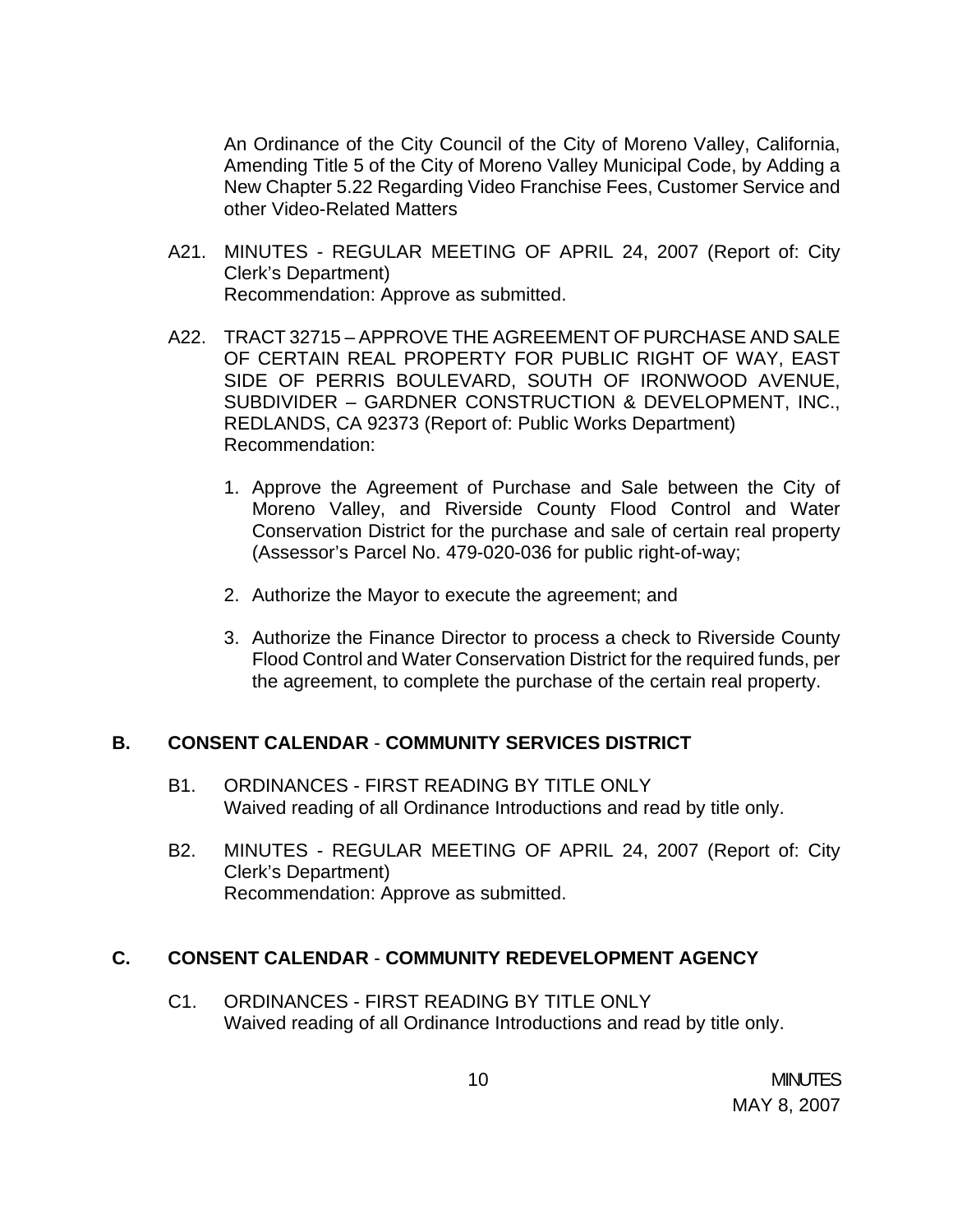An Ordinance of the City Council of the City of Moreno Valley, California, Amending Title 5 of the City of Moreno Valley Municipal Code, by Adding a New Chapter 5.22 Regarding Video Franchise Fees, Customer Service and other Video-Related Matters

A21. MINUTES - REGULAR MEETING OF APRIL 24, 2007 (Report of: City Clerk's Department)
Recommendation: Approve as submitted.

A22. TRACT 32715 – APPROVE THE AGREEMENT OF PURCHASE AND SALE OF CERTAIN REAL PROPERTY FOR PUBLIC RIGHT OF WAY, EAST SIDE OF PERRIS BOULEVARD, SOUTH OF IRONWOOD AVENUE, SUBDIVIDER – GARDNER CONSTRUCTION & DEVELOPMENT, INC., REDLANDS, CA 92373 (Report of: Public Works Department)
Recommendation:

1. Approve the Agreement of Purchase and Sale between the City of Moreno Valley, and Riverside County Flood Control and Water Conservation District for the purchase and sale of certain real property (Assessor's Parcel No. 479-020-036 for public right-of-way;

2. Authorize the Mayor to execute the agreement; and

3. Authorize the Finance Director to process a check to Riverside County Flood Control and Water Conservation District for the required funds, per the agreement, to complete the purchase of the certain real property.

## B. CONSENT CALENDAR - COMMUNITY SERVICES DISTRICT

B1. ORDINANCES - FIRST READING BY TITLE ONLY
Waived reading of all Ordinance Introductions and read by title only.

B2. MINUTES - REGULAR MEETING OF APRIL 24, 2007 (Report of: City Clerk's Department)
Recommendation: Approve as submitted.

## C. CONSENT CALENDAR - COMMUNITY REDEVELOPMENT AGENCY

C1. ORDINANCES - FIRST READING BY TITLE ONLY
Waived reading of all Ordinance Introductions and read by title only.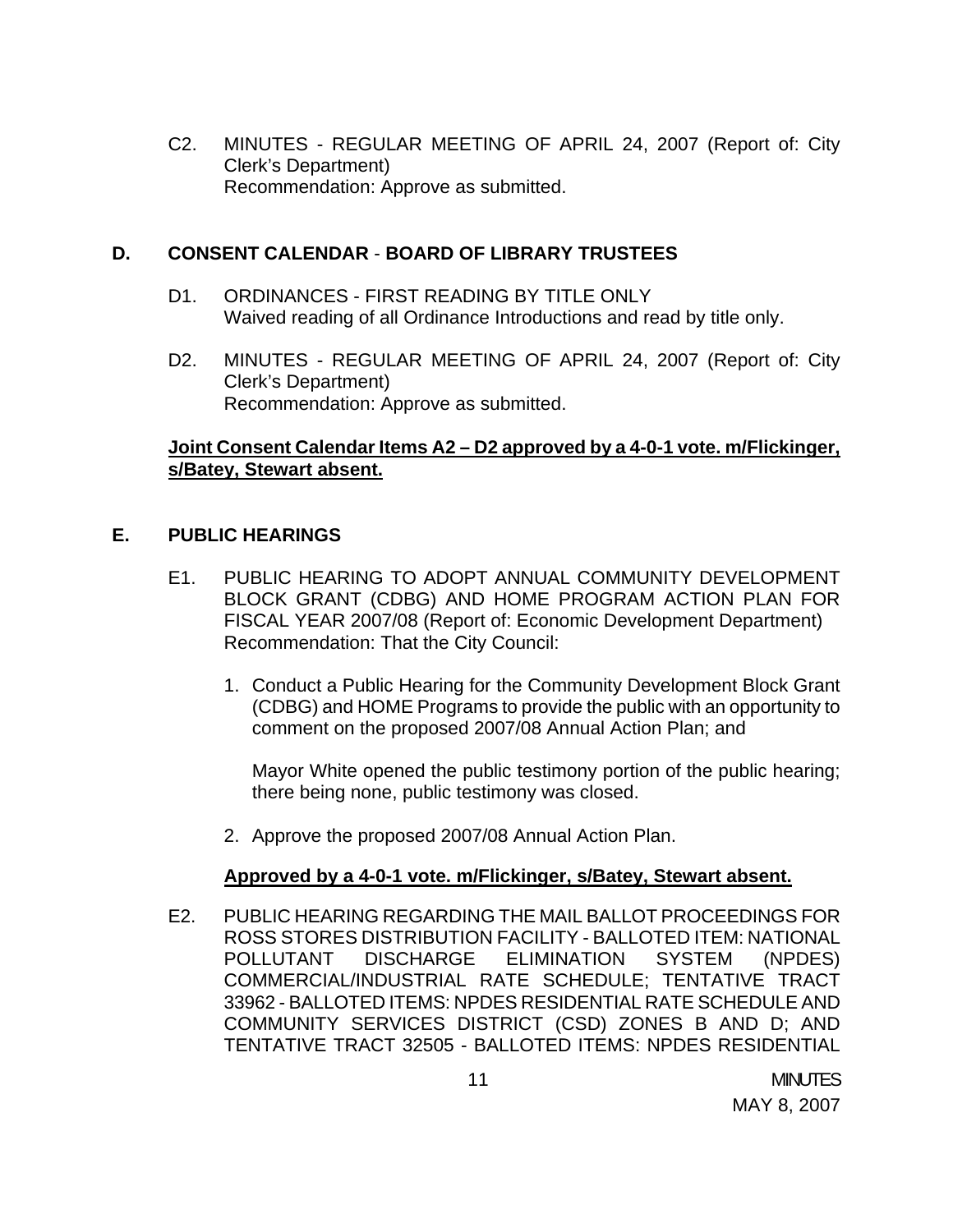C2. MINUTES - REGULAR MEETING OF APRIL 24, 2007 (Report of: City Clerk's Department)
Recommendation: Approve as submitted.

## D. CONSENT CALENDAR - BOARD OF LIBRARY TRUSTEES

D1. ORDINANCES - FIRST READING BY TITLE ONLY
Waived reading of all Ordinance Introductions and read by title only.

D2. MINUTES - REGULAR MEETING OF APRIL 24, 2007 (Report of: City Clerk's Department)
Recommendation: Approve as submitted.

**Joint Consent Calendar Items A2 – D2 approved by a 4-0-1 vote. m/Flickinger, s/Batey, Stewart absent.**

## E. PUBLIC HEARINGS

E1. PUBLIC HEARING TO ADOPT ANNUAL COMMUNITY DEVELOPMENT BLOCK GRANT (CDBG) AND HOME PROGRAM ACTION PLAN FOR FISCAL YEAR 2007/08 (Report of: Economic Development Department)
Recommendation: That the City Council:

1. Conduct a Public Hearing for the Community Development Block Grant (CDBG) and HOME Programs to provide the public with an opportunity to comment on the proposed 2007/08 Annual Action Plan; and

   Mayor White opened the public testimony portion of the public hearing; there being none, public testimony was closed.

2. Approve the proposed 2007/08 Annual Action Plan.

**Approved by a 4-0-1 vote. m/Flickinger, s/Batey, Stewart absent.**

E2. PUBLIC HEARING REGARDING THE MAIL BALLOT PROCEEDINGS FOR ROSS STORES DISTRIBUTION FACILITY - BALLOTED ITEM: NATIONAL POLLUTANT DISCHARGE ELIMINATION SYSTEM (NPDES) COMMERCIAL/INDUSTRIAL RATE SCHEDULE; TENTATIVE TRACT 33962 - BALLOTED ITEMS: NPDES RESIDENTIAL RATE SCHEDULE AND COMMUNITY SERVICES DISTRICT (CSD) ZONES B AND D; AND TENTATIVE TRACT 32505 - BALLOTED ITEMS: NPDES RESIDENTIAL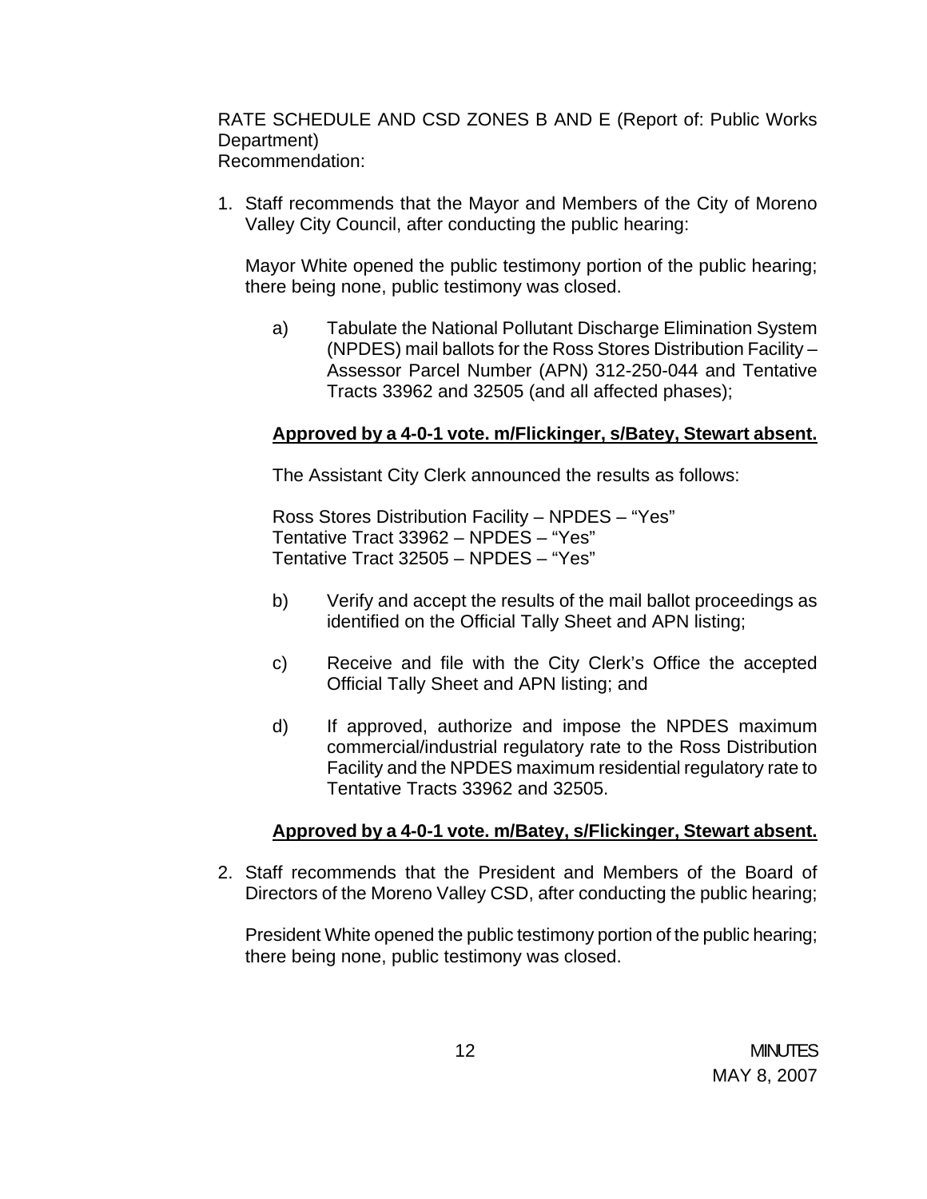RATE SCHEDULE AND CSD ZONES B AND E (Report of: Public Works Department)
Recommendation:

1. Staff recommends that the Mayor and Members of the City of Moreno Valley City Council, after conducting the public hearing:

   Mayor White opened the public testimony portion of the public hearing; there being none, public testimony was closed.

   a) Tabulate the National Pollutant Discharge Elimination System (NPDES) mail ballots for the Ross Stores Distribution Facility – Assessor Parcel Number (APN) 312-250-044 and Tentative Tracts 33962 and 32505 (and all affected phases);

   **Approved by a 4-0-1 vote. m/Flickinger, s/Batey, Stewart absent.**

   The Assistant City Clerk announced the results as follows:

   Ross Stores Distribution Facility – NPDES – "Yes"
   Tentative Tract 33962 – NPDES – "Yes"
   Tentative Tract 32505 – NPDES – "Yes"

   b) Verify and accept the results of the mail ballot proceedings as identified on the Official Tally Sheet and APN listing;

   c) Receive and file with the City Clerk's Office the accepted Official Tally Sheet and APN listing; and

   d) If approved, authorize and impose the NPDES maximum commercial/industrial regulatory rate to the Ross Distribution Facility and the NPDES maximum residential regulatory rate to Tentative Tracts 33962 and 32505.

   **Approved by a 4-0-1 vote. m/Batey, s/Flickinger, Stewart absent.**

2. Staff recommends that the President and Members of the Board of Directors of the Moreno Valley CSD, after conducting the public hearing;

   President White opened the public testimony portion of the public hearing; there being none, public testimony was closed.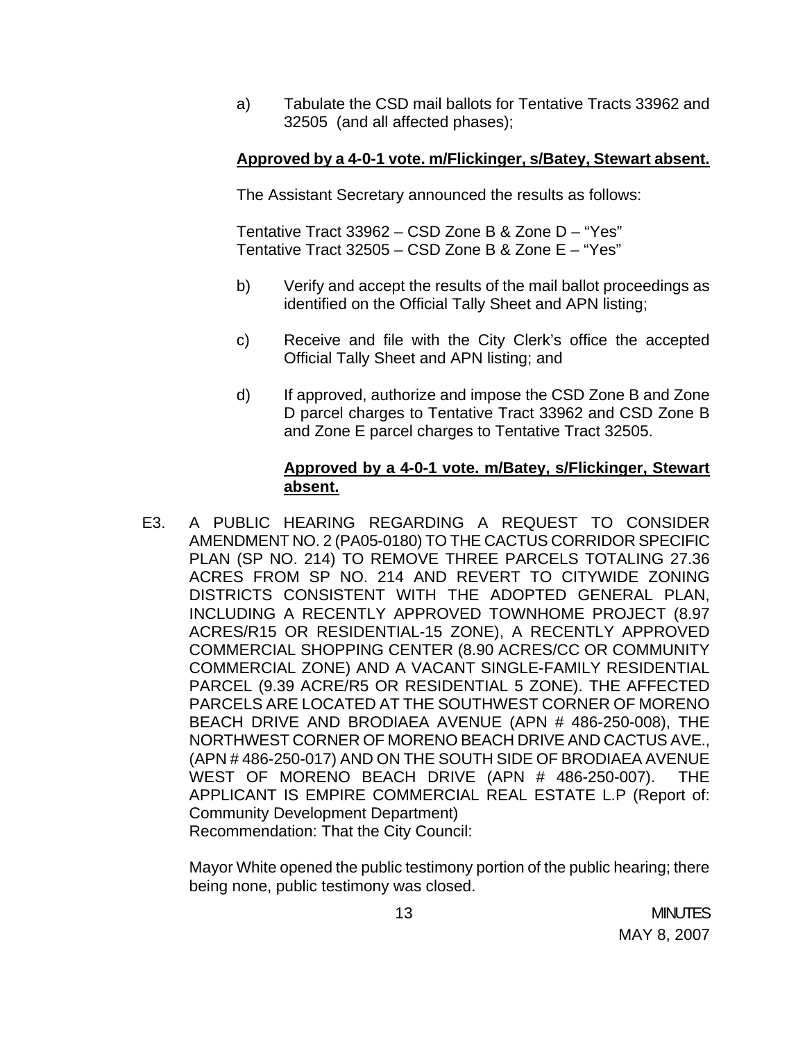a) Tabulate the CSD mail ballots for Tentative Tracts 33962 and 32505 (and all affected phases);

**Approved by a 4-0-1 vote. m/Flickinger, s/Batey, Stewart absent.**

The Assistant Secretary announced the results as follows:

Tentative Tract 33962 – CSD Zone B & Zone D – "Yes"
Tentative Tract 32505 – CSD Zone B & Zone E – "Yes"

b) Verify and accept the results of the mail ballot proceedings as identified on the Official Tally Sheet and APN listing;

c) Receive and file with the City Clerk's office the accepted Official Tally Sheet and APN listing; and

d) If approved, authorize and impose the CSD Zone B and Zone D parcel charges to Tentative Tract 33962 and CSD Zone B and Zone E parcel charges to Tentative Tract 32505.

**Approved by a 4-0-1 vote. m/Batey, s/Flickinger, Stewart absent.**

E3. A PUBLIC HEARING REGARDING A REQUEST TO CONSIDER AMENDMENT NO. 2 (PA05-0180) TO THE CACTUS CORRIDOR SPECIFIC PLAN (SP NO. 214) TO REMOVE THREE PARCELS TOTALING 27.36 ACRES FROM SP NO. 214 AND REVERT TO CITYWIDE ZONING DISTRICTS CONSISTENT WITH THE ADOPTED GENERAL PLAN, INCLUDING A RECENTLY APPROVED TOWNHOME PROJECT (8.97 ACRES/R15 OR RESIDENTIAL-15 ZONE), A RECENTLY APPROVED COMMERCIAL SHOPPING CENTER (8.90 ACRES/CC OR COMMUNITY COMMERCIAL ZONE) AND A VACANT SINGLE-FAMILY RESIDENTIAL PARCEL (9.39 ACRE/R5 OR RESIDENTIAL 5 ZONE). THE AFFECTED PARCELS ARE LOCATED AT THE SOUTHWEST CORNER OF MORENO BEACH DRIVE AND BRODIAEA AVENUE (APN # 486-250-008), THE NORTHWEST CORNER OF MORENO BEACH DRIVE AND CACTUS AVE., (APN # 486-250-017) AND ON THE SOUTH SIDE OF BRODIAEA AVENUE WEST OF MORENO BEACH DRIVE (APN # 486-250-007). THE APPLICANT IS EMPIRE COMMERCIAL REAL ESTATE L.P (Report of: Community Development Department)
Recommendation: That the City Council:

Mayor White opened the public testimony portion of the public hearing; there being none, public testimony was closed.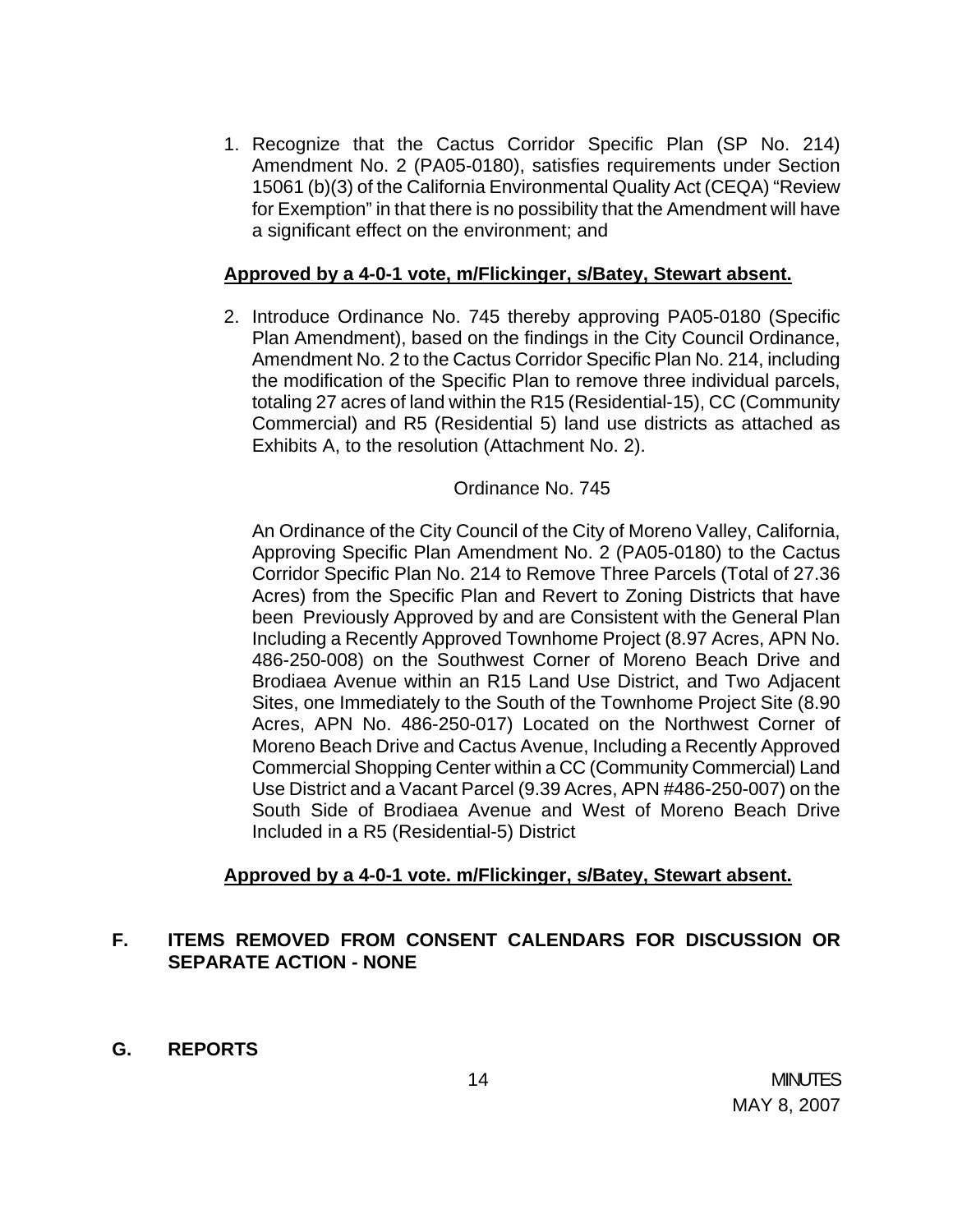1. Recognize that the Cactus Corridor Specific Plan (SP No. 214) Amendment No. 2 (PA05-0180), satisfies requirements under Section 15061 (b)(3) of the California Environmental Quality Act (CEQA) "Review for Exemption" in that there is no possibility that the Amendment will have a significant effect on the environment; and

**Approved by a 4-0-1 vote, m/Flickinger, s/Batey, Stewart absent.**

2. Introduce Ordinance No. 745 thereby approving PA05-0180 (Specific Plan Amendment), based on the findings in the City Council Ordinance, Amendment No. 2 to the Cactus Corridor Specific Plan No. 214, including the modification of the Specific Plan to remove three individual parcels, totaling 27 acres of land within the R15 (Residential-15), CC (Community Commercial) and R5 (Residential 5) land use districts as attached as Exhibits A, to the resolution (Attachment No. 2).

Ordinance No. 745

An Ordinance of the City Council of the City of Moreno Valley, California, Approving Specific Plan Amendment No. 2 (PA05-0180) to the Cactus Corridor Specific Plan No. 214 to Remove Three Parcels (Total of 27.36 Acres) from the Specific Plan and Revert to Zoning Districts that have been Previously Approved by and are Consistent with the General Plan Including a Recently Approved Townhome Project (8.97 Acres, APN No. 486-250-008) on the Southwest Corner of Moreno Beach Drive and Brodiaea Avenue within an R15 Land Use District, and Two Adjacent Sites, one Immediately to the South of the Townhome Project Site (8.90 Acres, APN No. 486-250-017) Located on the Northwest Corner of Moreno Beach Drive and Cactus Avenue, Including a Recently Approved Commercial Shopping Center within a CC (Community Commercial) Land Use District and a Vacant Parcel (9.39 Acres, APN #486-250-007) on the South Side of Brodiaea Avenue and West of Moreno Beach Drive Included in a R5 (Residential-5) District

**Approved by a 4-0-1 vote. m/Flickinger, s/Batey, Stewart absent.**

## F. ITEMS REMOVED FROM CONSENT CALENDARS FOR DISCUSSION OR SEPARATE ACTION - NONE

## G. REPORTS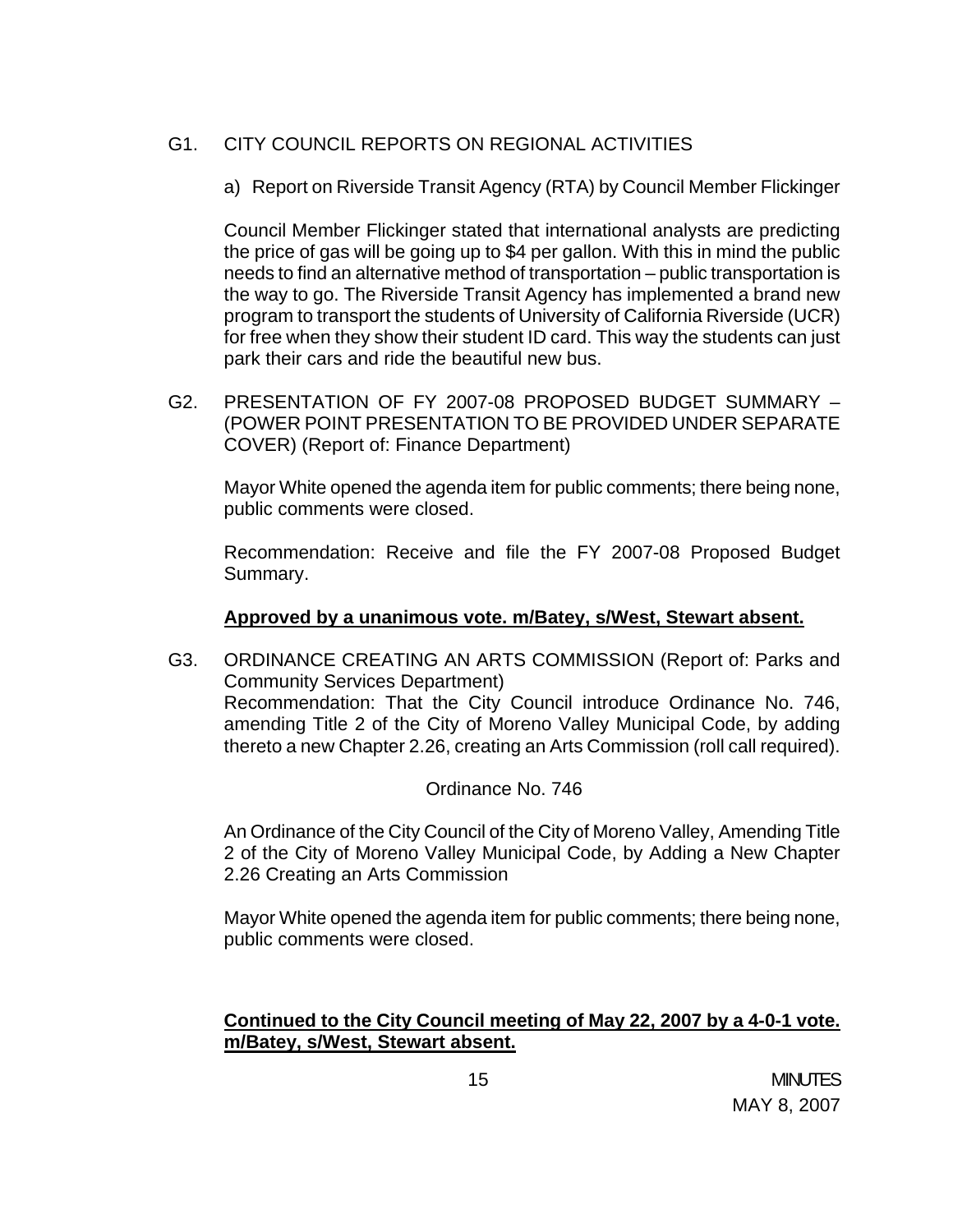G1. CITY COUNCIL REPORTS ON REGIONAL ACTIVITIES

a) Report on Riverside Transit Agency (RTA) by Council Member Flickinger

Council Member Flickinger stated that international analysts are predicting the price of gas will be going up to $4 per gallon. With this in mind the public needs to find an alternative method of transportation – public transportation is the way to go. The Riverside Transit Agency has implemented a brand new program to transport the students of University of California Riverside (UCR) for free when they show their student ID card. This way the students can just park their cars and ride the beautiful new bus.

G2. PRESENTATION OF FY 2007-08 PROPOSED BUDGET SUMMARY – (POWER POINT PRESENTATION TO BE PROVIDED UNDER SEPARATE COVER) (Report of: Finance Department)

Mayor White opened the agenda item for public comments; there being none, public comments were closed.

Recommendation: Receive and file the FY 2007-08 Proposed Budget Summary.

**Approved by a unanimous vote. m/Batey, s/West, Stewart absent.**

G3. ORDINANCE CREATING AN ARTS COMMISSION (Report of: Parks and Community Services Department)
Recommendation: That the City Council introduce Ordinance No. 746, amending Title 2 of the City of Moreno Valley Municipal Code, by adding thereto a new Chapter 2.26, creating an Arts Commission (roll call required).

Ordinance No. 746

An Ordinance of the City Council of the City of Moreno Valley, Amending Title 2 of the City of Moreno Valley Municipal Code, by Adding a New Chapter 2.26 Creating an Arts Commission

Mayor White opened the agenda item for public comments; there being none, public comments were closed.

**Continued to the City Council meeting of May 22, 2007 by a 4-0-1 vote. m/Batey, s/West, Stewart absent.**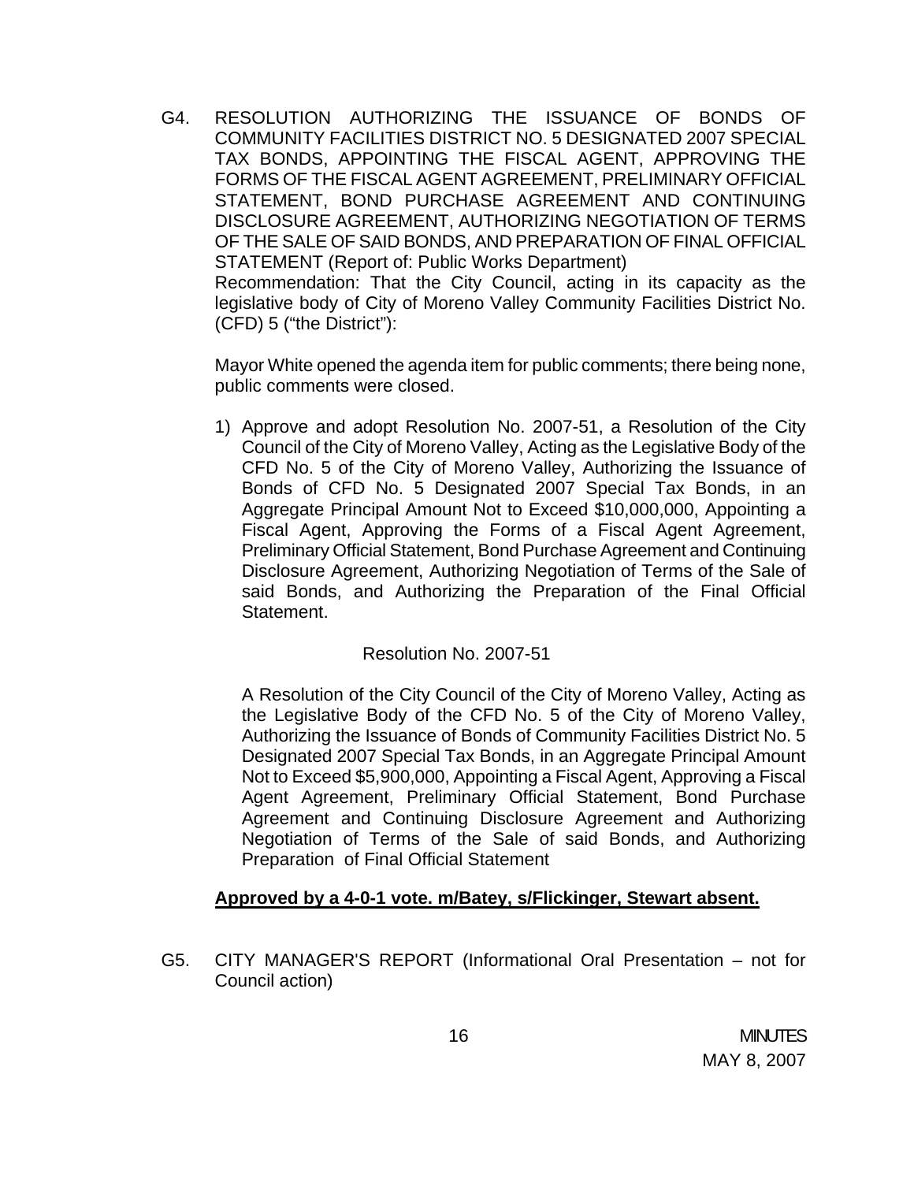G4. RESOLUTION AUTHORIZING THE ISSUANCE OF BONDS OF COMMUNITY FACILITIES DISTRICT NO. 5 DESIGNATED 2007 SPECIAL TAX BONDS, APPOINTING THE FISCAL AGENT, APPROVING THE FORMS OF THE FISCAL AGENT AGREEMENT, PRELIMINARY OFFICIAL STATEMENT, BOND PURCHASE AGREEMENT AND CONTINUING DISCLOSURE AGREEMENT, AUTHORIZING NEGOTIATION OF TERMS OF THE SALE OF SAID BONDS, AND PREPARATION OF FINAL OFFICIAL STATEMENT (Report of: Public Works Department)
Recommendation: That the City Council, acting in its capacity as the legislative body of City of Moreno Valley Community Facilities District No. (CFD) 5 ("the District"):

Mayor White opened the agenda item for public comments; there being none, public comments were closed.

1) Approve and adopt Resolution No. 2007-51, a Resolution of the City Council of the City of Moreno Valley, Acting as the Legislative Body of the CFD No. 5 of the City of Moreno Valley, Authorizing the Issuance of Bonds of CFD No. 5 Designated 2007 Special Tax Bonds, in an Aggregate Principal Amount Not to Exceed $10,000,000, Appointing a Fiscal Agent, Approving the Forms of a Fiscal Agent Agreement, Preliminary Official Statement, Bond Purchase Agreement and Continuing Disclosure Agreement, Authorizing Negotiation of Terms of the Sale of said Bonds, and Authorizing the Preparation of the Final Official Statement.

Resolution No. 2007-51

A Resolution of the City Council of the City of Moreno Valley, Acting as the Legislative Body of the CFD No. 5 of the City of Moreno Valley, Authorizing the Issuance of Bonds of Community Facilities District No. 5 Designated 2007 Special Tax Bonds, in an Aggregate Principal Amount Not to Exceed $5,900,000, Appointing a Fiscal Agent, Approving a Fiscal Agent Agreement, Preliminary Official Statement, Bond Purchase Agreement and Continuing Disclosure Agreement and Authorizing Negotiation of Terms of the Sale of said Bonds, and Authorizing Preparation of Final Official Statement

**Approved by a 4-0-1 vote. m/Batey, s/Flickinger, Stewart absent.**

G5. CITY MANAGER'S REPORT (Informational Oral Presentation – not for Council action)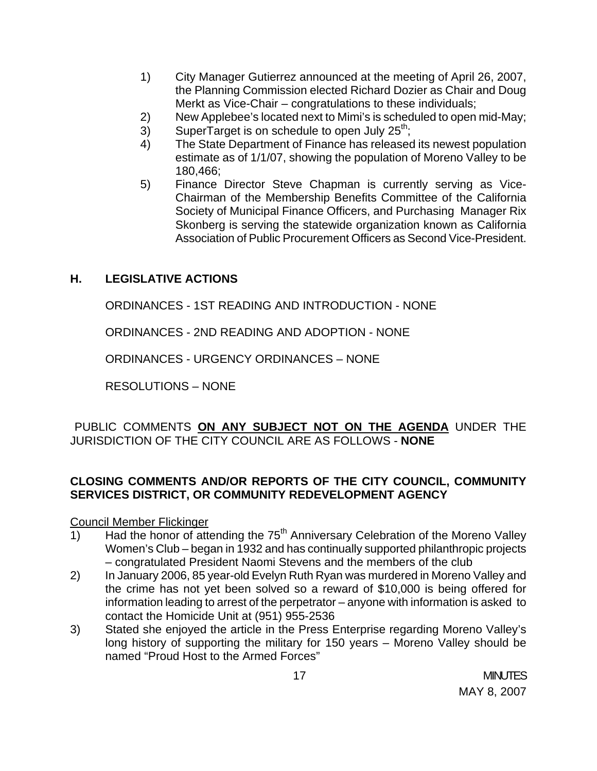1) City Manager Gutierrez announced at the meeting of April 26, 2007, the Planning Commission elected Richard Dozier as Chair and Doug Merkt as Vice-Chair – congratulations to these individuals;
2) New Applebee's located next to Mimi's is scheduled to open mid-May;
3) SuperTarget is on schedule to open July 25th;
4) The State Department of Finance has released its newest population estimate as of 1/1/07, showing the population of Moreno Valley to be 180,466;
5) Finance Director Steve Chapman is currently serving as Vice-Chairman of the Membership Benefits Committee of the California Society of Municipal Finance Officers, and Purchasing Manager Rix Skonberg is serving the statewide organization known as California Association of Public Procurement Officers as Second Vice-President.

## H. LEGISLATIVE ACTIONS

ORDINANCES - 1ST READING AND INTRODUCTION - NONE

ORDINANCES - 2ND READING AND ADOPTION - NONE

ORDINANCES - URGENCY ORDINANCES – NONE

RESOLUTIONS – NONE

PUBLIC COMMENTS **ON ANY SUBJECT NOT ON THE AGENDA** UNDER THE JURISDICTION OF THE CITY COUNCIL ARE AS FOLLOWS - **NONE**

**CLOSING COMMENTS AND/OR REPORTS OF THE CITY COUNCIL, COMMUNITY SERVICES DISTRICT, OR COMMUNITY REDEVELOPMENT AGENCY**

Council Member Flickinger

1) Had the honor of attending the 75th Anniversary Celebration of the Moreno Valley Women's Club – began in 1932 and has continually supported philanthropic projects – congratulated President Naomi Stevens and the members of the club
2) In January 2006, 85 year-old Evelyn Ruth Ryan was murdered in Moreno Valley and the crime has not yet been solved so a reward of $10,000 is being offered for information leading to arrest of the perpetrator – anyone with information is asked to contact the Homicide Unit at (951) 955-2536
3) Stated she enjoyed the article in the Press Enterprise regarding Moreno Valley's long history of supporting the military for 150 years – Moreno Valley should be named "Proud Host to the Armed Forces"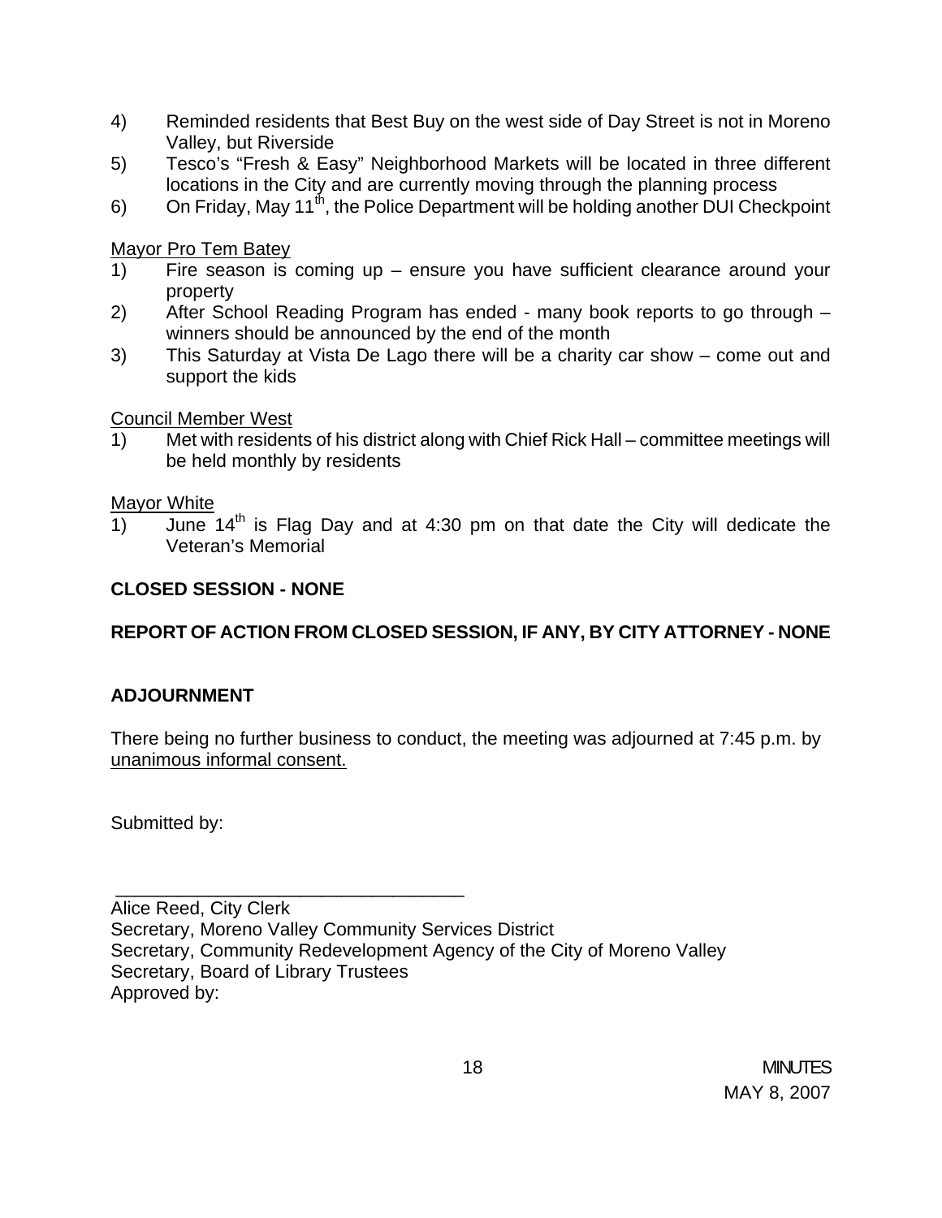4) Reminded residents that Best Buy on the west side of Day Street is not in Moreno Valley, but Riverside
5) Tesco's "Fresh & Easy" Neighborhood Markets will be located in three different locations in the City and are currently moving through the planning process
6) On Friday, May 11th, the Police Department will be holding another DUI Checkpoint

Mayor Pro Tem Batey

1) Fire season is coming up – ensure you have sufficient clearance around your property
2) After School Reading Program has ended - many book reports to go through – winners should be announced by the end of the month
3) This Saturday at Vista De Lago there will be a charity car show – come out and support the kids

Council Member West

1) Met with residents of his district along with Chief Rick Hall – committee meetings will be held monthly by residents

Mayor White

1) June 14th is Flag Day and at 4:30 pm on that date the City will dedicate the Veteran's Memorial

**CLOSED SESSION - NONE**

**REPORT OF ACTION FROM CLOSED SESSION, IF ANY, BY CITY ATTORNEY - NONE**

**ADJOURNMENT**

There being no further business to conduct, the meeting was adjourned at 7:45 p.m. by unanimous informal consent.

Submitted by:

\_\_\_\_\_\_\_\_\_\_\_\_\_\_\_\_\_\_\_\_\_\_\_\_\_\_\_\_\_\_\_\_\_\_\_

Alice Reed, City Clerk
Secretary, Moreno Valley Community Services District
Secretary, Community Redevelopment Agency of the City of Moreno Valley
Secretary, Board of Library Trustees
Approved by: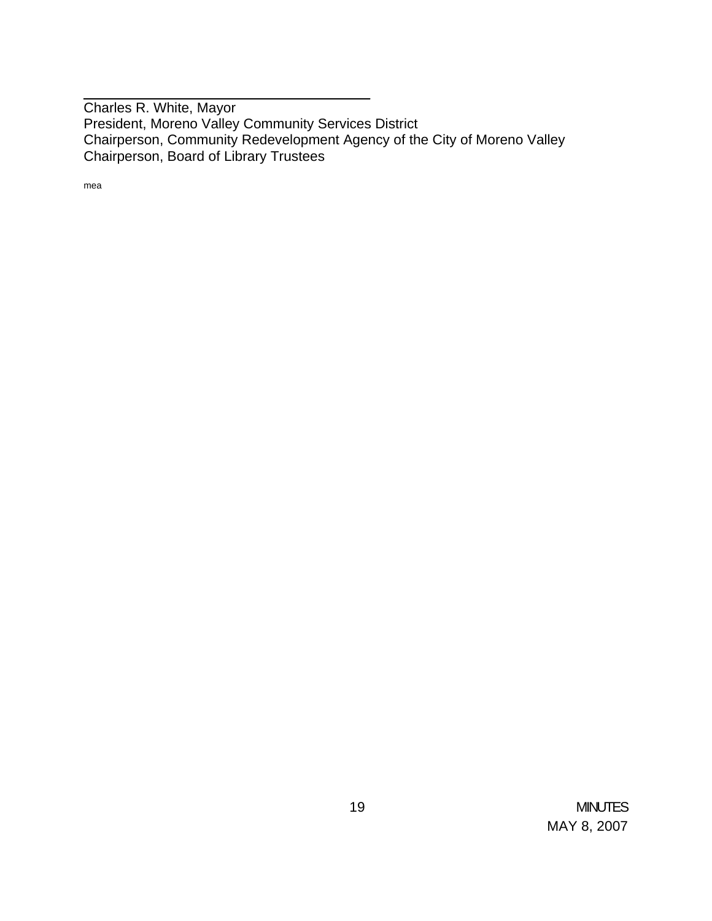\_\_\_\_\_\_\_\_\_\_\_\_\_\_\_\_\_\_\_\_\_\_\_\_\_\_\_\_\_\_\_\_\_\_\_\_\_\_

Charles R. White, Mayor
President, Moreno Valley Community Services District
Chairperson, Community Redevelopment Agency of the City of Moreno Valley
Chairperson, Board of Library Trustees

mea